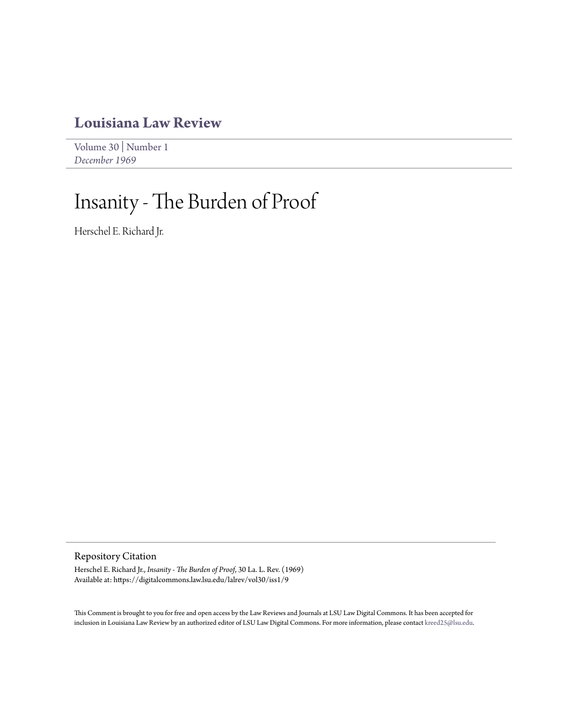# Louisiana Law Review

Volume 30 | Number 1
*December 1969*

# Insanity - The Burden of Proof

Herschel E. Richard Jr.

## Repository Citation

Herschel E. Richard Jr., *Insanity - The Burden of Proof*, 30 La. L. Rev. (1969)
Available at: https://digitalcommons.law.lsu.edu/lalrev/vol30/iss1/9

This Comment is brought to you for free and open access by the Law Reviews and Journals at LSU Law Digital Commons. It has been accepted for inclusion in Louisiana Law Review by an authorized editor of LSU Law Digital Commons. For more information, please contact kreed25@lsu.edu.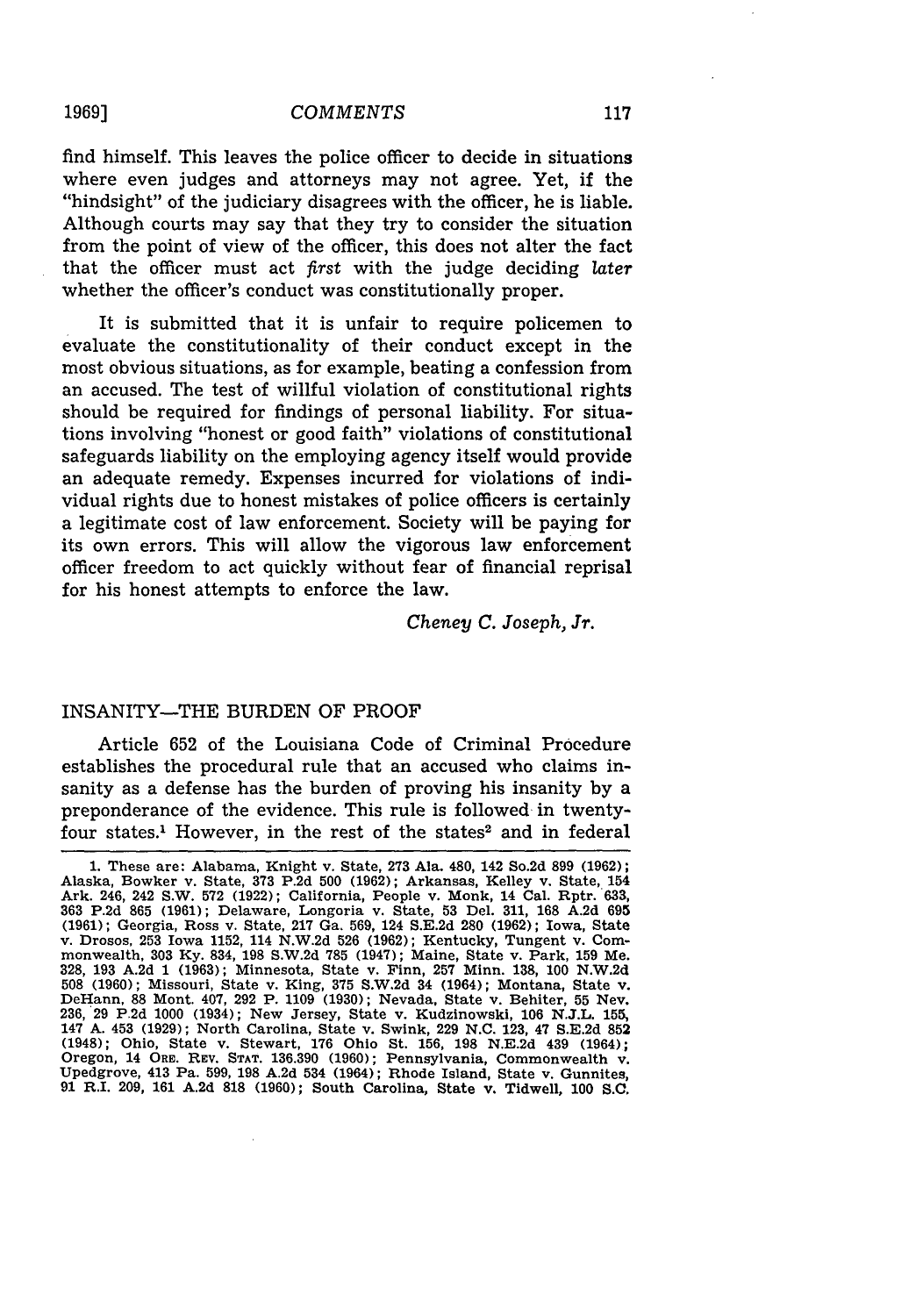find himself. This leaves the police officer to decide in situations where even judges and attorneys may not agree. Yet, if the "hindsight" of the judiciary disagrees with the officer, he is liable. Although courts may say that they try to consider the situation from the point of view of the officer, this does not alter the fact that the officer must act *first* with the judge deciding *later* whether the officer's conduct was constitutionally proper.

It is submitted that it is unfair to require policemen to evaluate the constitutionality of their conduct except in the most obvious situations, as for example, beating a confession from an accused. The test of willful violation of constitutional rights should be required for findings of personal liability. For situations involving "honest or good faith" violations of constitutional safeguards liability on the employing agency itself would provide an adequate remedy. Expenses incurred for violations of individual rights due to honest mistakes of police officers is certainly a legitimate cost of law enforcement. Society will be paying for its own errors. This will allow the vigorous law enforcement officer freedom to act quickly without fear of financial reprisal for his honest attempts to enforce the law.

*Cheney C. Joseph, Jr.*

## INSANITY—THE BURDEN OF PROOF

Article 652 of the Louisiana Code of Criminal Procedure establishes the procedural rule that an accused who claims insanity as a defense has the burden of proving his insanity by a preponderance of the evidence. This rule is followed in twenty-four states.[1] However, in the rest of the states[2] and in federal

---

1. These are: Alabama, Knight v. State, 273 Ala. 480, 142 So.2d 899 (1962); Alaska, Bowker v. State, 373 P.2d 500 (1962); Arkansas, Kelley v. State, 154 Ark. 246, 242 S.W. 572 (1922); California, People v. Monk, 14 Cal. Rptr. 633, 363 P.2d 865 (1961); Delaware, Longoria v. State, 53 Del. 311, 168 A.2d 695 (1961); Georgia, Ross v. State, 217 Ga. 569, 124 S.E.2d 280 (1962); Iowa, State v. Drosos, 253 Iowa 1152, 114 N.W.2d 526 (1962); Kentucky, Tungent v. Commonwealth, 303 Ky. 834, 198 S.W.2d 785 (1947); Maine, State v. Park, 159 Me. 328, 193 A.2d 1 (1963); Minnesota, State v. Finn, 257 Minn. 138, 100 N.W.2d 508 (1960); Missouri, State v. King, 375 S.W.2d 34 (1964); Montana, State v. DeHann, 88 Mont. 407, 292 P. 1109 (1930); Nevada, State v. Behiter, 55 Nev. 236, 29 P.2d 1000 (1934); New Jersey, State v. Kudzinowski, 106 N.J.L. 155, 147 A. 453 (1929); North Carolina, State v. Swink, 229 N.C. 123, 47 S.E.2d 852 (1948); Ohio, State v. Stewart, 176 Ohio St. 156, 198 N.E.2d 439 (1964); Oregon, 14 ORE. REV. STAT. 136.390 (1960); Pennsylvania, Commonwealth v. Upedgrove, 413 Pa. 599, 198 A.2d 534 (1964); Rhode Island, State v. Gunnites, 91 R.I. 209, 161 A.2d 818 (1960); South Carolina, State v. Tidwell, 100 S.C.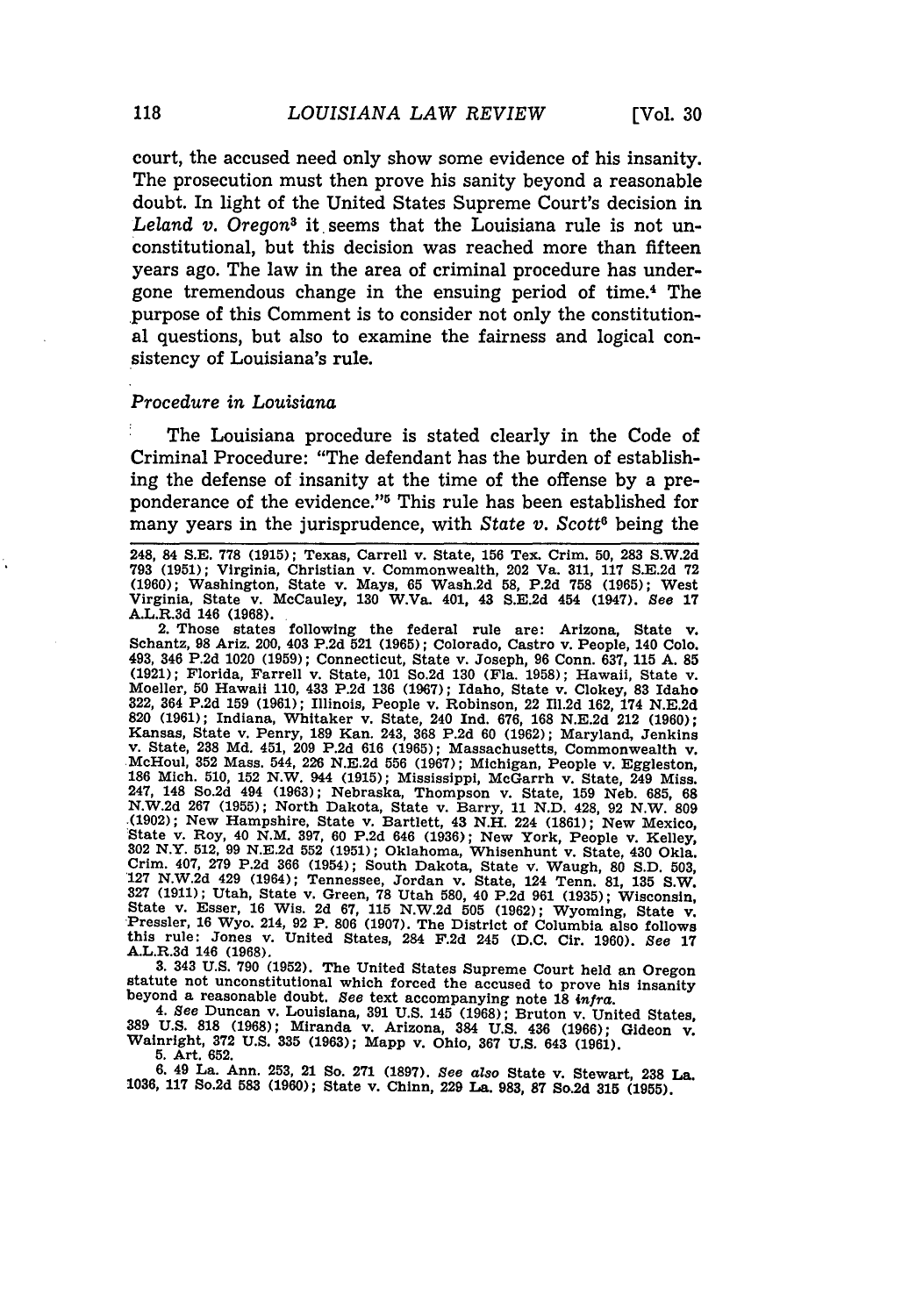court, the accused need only show some evidence of his insanity. The prosecution must then prove his sanity beyond a reasonable doubt. In light of the United States Supreme Court's decision in *Leland v. Oregon*[3] it seems that the Louisiana rule is not unconstitutional, but this decision was reached more than fifteen years ago. The law in the area of criminal procedure has undergone tremendous change in the ensuing period of time.[4] The purpose of this Comment is to consider not only the constitutional questions, but also to examine the fairness and logical consistency of Louisiana's rule.

### *Procedure in Louisiana*

The Louisiana procedure is stated clearly in the Code of Criminal Procedure: "The defendant has the burden of establishing the defense of insanity at the time of the offense by a preponderance of the evidence."[5] This rule has been established for many years in the jurisprudence, with *State v. Scott*[6] being the

---

248, 84 S.E. 778 (1915); Texas, Carrell v. State, 156 Tex. Crim. 50, 283 S.W.2d 793 (1951); Virginia, Christian v. Commonwealth, 202 Va. 311, 117 S.E.2d 72 (1960); Washington, State v. Mays, 65 Wash.2d 58, P.2d 758 (1965); West Virginia, State v. McCauley, 130 W.Va. 401, 43 S.E.2d 454 (1947). *See* 17 A.L.R.3d 146 (1968).

2. Those states following the federal rule are: Arizona, State v. Schantz, 98 Ariz. 200, 403 P.2d 521 (1965); Colorado, Castro v. People, 140 Colo. 493, 346 P.2d 1020 (1959); Connecticut, State v. Joseph, 96 Conn. 637, 115 A. 85 (1921); Florida, Farrell v. State, 101 So.2d 130 (Fla. 1958); Hawaii, State v. Moeller, 50 Hawaii 110, 433 P.2d 136 (1967); Idaho, State v. Clokey, 83 Idaho 322, 364 P.2d 159 (1961); Illinois, People v. Robinson, 22 Ill.2d 162, 174 N.E.2d 820 (1961); Indiana, Whitaker v. State, 240 Ind. 676, 168 N.E.2d 212 (1960); Kansas, State v. Penry, 189 Kan. 243, 368 P.2d 60 (1962); Maryland, Jenkins v. State, 238 Md. 451, 209 P.2d 616 (1965); Massachusetts, Commonwealth v. McHoul, 352 Mass. 544, 226 N.E.2d 556 (1967); Michigan, People v. Eggleston, 186 Mich. 510, 152 N.W. 944 (1915); Mississippi, McGarrh v. State, 249 Miss. 247, 148 So.2d 494 (1963); Nebraska, Thompson v. State, 159 Neb. 685, 68 N.W.2d 267 (1955); North Dakota, State v. Barry, 11 N.D. 428, 92 N.W. 809 (1902); New Hampshire, State v. Bartlett, 43 N.H. 224 (1861); New Mexico, State v. Roy, 40 N.M. 397, 60 P.2d 646 (1936); New York, People v. Kelley, 302 N.Y. 512, 99 N.E.2d 552 (1951); Oklahoma, Whisenhunt v. State, 430 Okla. Crim. 407, 279 P.2d 366 (1954); South Dakota, State v. Waugh, 80 S.D. 503, 127 N.W.2d 429 (1964); Tennessee, Jordan v. State, 124 Tenn. 81, 135 S.W. 327 (1911); Utah, State v. Green, 78 Utah 580, 40 P.2d 961 (1935); Wisconsin, State v. Esser, 16 Wis. 2d 67, 115 N.W.2d 505 (1962); Wyoming, State v. Pressler, 16 Wyo. 214, 92 P. 806 (1907). The District of Columbia also follows this rule: Jones v. United States, 284 F.2d 245 (D.C. Cir. 1960). *See* 17 A.L.R.3d 146 (1968).

3. 343 U.S. 790 (1952). The United States Supreme Court held an Oregon statute not unconstitutional which forced the accused to prove his insanity beyond a reasonable doubt. *See* text accompanying note 18 *infra*.

4. *See* Duncan v. Louisiana, 391 U.S. 145 (1968); Bruton v. United States, 389 U.S. 818 (1968); Miranda v. Arizona, 384 U.S. 436 (1966); Gideon v. Wainright, 372 U.S. 335 (1963); Mapp v. Ohio, 367 U.S. 643 (1961).

5. Art. 652.

6. 49 La. Ann. 253, 21 So. 271 (1897). *See also* State v. Stewart, 238 La. 1036, 117 So.2d 583 (1960); State v. Chinn, 229 La. 983, 87 So.2d 315 (1955).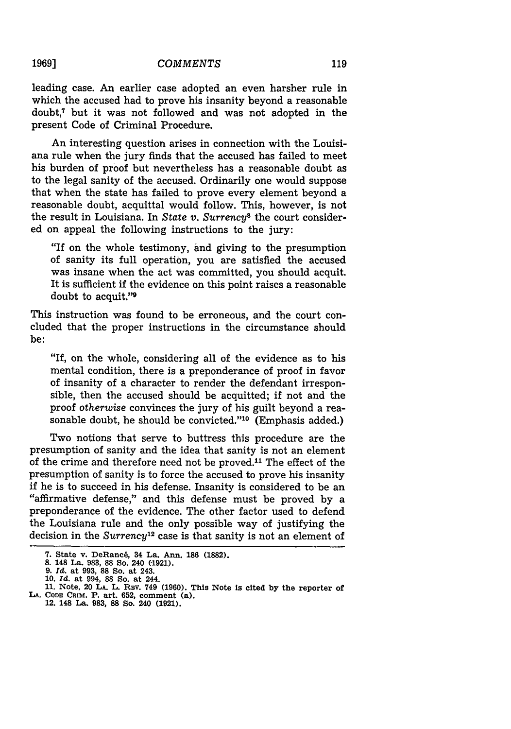leading case. An earlier case adopted an even harsher rule in which the accused had to prove his insanity beyond a reasonable doubt,[7] but it was not followed and was not adopted in the present Code of Criminal Procedure.

An interesting question arises in connection with the Louisiana rule when the jury finds that the accused has failed to meet his burden of proof but nevertheless has a reasonable doubt as to the legal sanity of the accused. Ordinarily one would suppose that when the state has failed to prove every element beyond a reasonable doubt, acquittal would follow. This, however, is not the result in Louisiana. In *State v. Surrency*[8] the court considered on appeal the following instructions to the jury:

> "If on the whole testimony, and giving to the presumption of sanity its full operation, you are satisfied the accused was insane when the act was committed, you should acquit. It is sufficient if the evidence on this point raises a reasonable doubt to acquit."[9]

This instruction was found to be erroneous, and the court concluded that the proper instructions in the circumstance should be:

> "If, on the whole, considering all of the evidence as to his mental condition, there is a preponderance of proof in favor of insanity of a character to render the defendant irresponsible, then the accused should be acquitted; if not and the proof *otherwise* convinces the jury of his guilt beyond a reasonable doubt, he should be convicted."[10] (Emphasis added.)

Two notions that serve to buttress this procedure are the presumption of sanity and the idea that sanity is not an element of the crime and therefore need not be proved.[11] The effect of the presumption of sanity is to force the accused to prove his insanity if he is to succeed in his defense. Insanity is considered to be an "affirmative defense," and this defense must be proved by a preponderance of the evidence. The other factor used to defend the Louisiana rule and the only possible way of justifying the decision in the *Surrency*[12] case is that sanity is not an element of

---

7. State v. DeRancé, 34 La. Ann. 186 (1882).
8. 148 La. 983, 88 So. 240 (1921).
9. *Id.* at 993, 88 So. at 243.
10. *Id.* at 994, 88 So. at 244.
11. Note, 20 LA. L. REV. 749 (1960). This Note is cited by the reporter of LA. CODE CRIM. P. art. 652, comment (a).
12. 148 La. 983, 88 So. 240 (1921).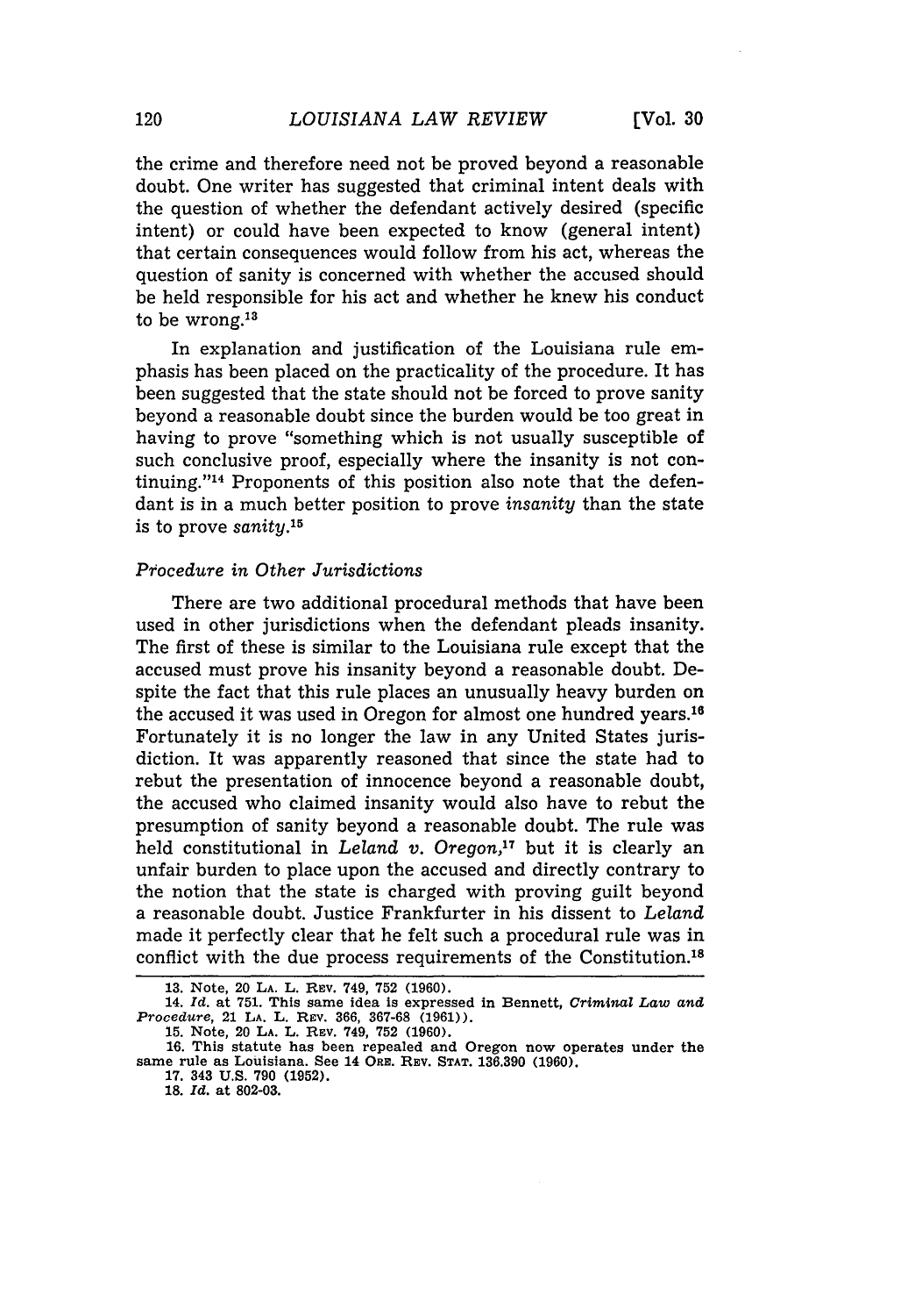the crime and therefore need not be proved beyond a reasonable doubt. One writer has suggested that criminal intent deals with the question of whether the defendant actively desired (specific intent) or could have been expected to know (general intent) that certain consequences would follow from his act, whereas the question of sanity is concerned with whether the accused should be held responsible for his act and whether he knew his conduct to be wrong.[13]

In explanation and justification of the Louisiana rule emphasis has been placed on the practicality of the procedure. It has been suggested that the state should not be forced to prove sanity beyond a reasonable doubt since the burden would be too great in having to prove "something which is not usually susceptible of such conclusive proof, especially where the insanity is not continuing."[14] Proponents of this position also note that the defendant is in a much better position to prove *insanity* than the state is to prove *sanity*.[15]

### *Procedure in Other Jurisdictions*

There are two additional procedural methods that have been used in other jurisdictions when the defendant pleads insanity. The first of these is similar to the Louisiana rule except that the accused must prove his insanity beyond a reasonable doubt. Despite the fact that this rule places an unusually heavy burden on the accused it was used in Oregon for almost one hundred years.[16] Fortunately it is no longer the law in any United States jurisdiction. It was apparently reasoned that since the state had to rebut the presentation of innocence beyond a reasonable doubt, the accused who claimed insanity would also have to rebut the presumption of sanity beyond a reasonable doubt. The rule was held constitutional in *Leland v. Oregon*,[17] but it is clearly an unfair burden to place upon the accused and directly contrary to the notion that the state is charged with proving guilt beyond a reasonable doubt. Justice Frankfurter in his dissent to *Leland* made it perfectly clear that he felt such a procedural rule was in conflict with the due process requirements of the Constitution.[18]

---

13. Note, 20 LA. L. REV. 749, 752 (1960).

14. *Id.* at 751. This same idea is expressed in Bennett, *Criminal Law and Procedure*, 21 LA. L. REV. 366, 367-68 (1961)).

15. Note, 20 LA. L. REV. 749, 752 (1960).

16. This statute has been repealed and Oregon now operates under the same rule as Louisiana. See 14 ORE. REV. STAT. 136.390 (1960).

17. 343 U.S. 790 (1952).

18. *Id.* at 802-03.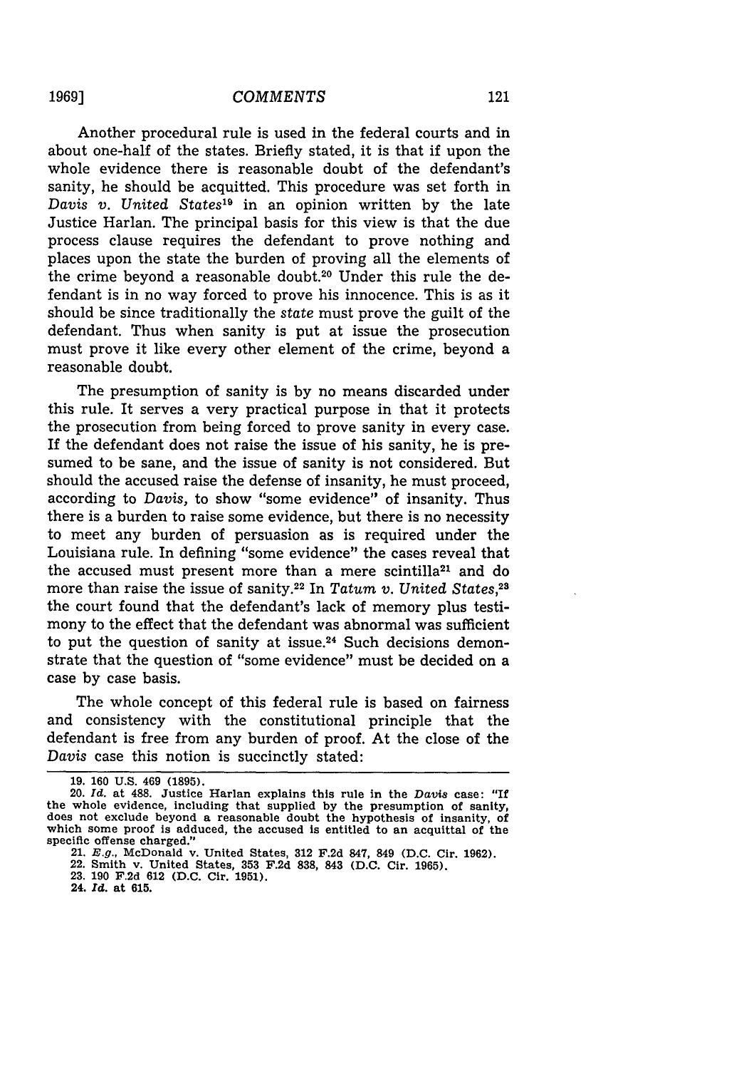Another procedural rule is used in the federal courts and in about one-half of the states. Briefly stated, it is that if upon the whole evidence there is reasonable doubt of the defendant's sanity, he should be acquitted. This procedure was set forth in *Davis v. United States*[19] in an opinion written by the late Justice Harlan. The principal basis for this view is that the due process clause requires the defendant to prove nothing and places upon the state the burden of proving all the elements of the crime beyond a reasonable doubt.[20] Under this rule the defendant is in no way forced to prove his innocence. This is as it should be since traditionally the *state* must prove the guilt of the defendant. Thus when sanity is put at issue the prosecution must prove it like every other element of the crime, beyond a reasonable doubt.

The presumption of sanity is by no means discarded under this rule. It serves a very practical purpose in that it protects the prosecution from being forced to prove sanity in every case. If the defendant does not raise the issue of his sanity, he is presumed to be sane, and the issue of sanity is not considered. But should the accused raise the defense of insanity, he must proceed, according to *Davis*, to show "some evidence" of insanity. Thus there is a burden to raise some evidence, but there is no necessity to meet any burden of persuasion as is required under the Louisiana rule. In defining "some evidence" the cases reveal that the accused must present more than a mere scintilla[21] and do more than raise the issue of sanity.[22] In *Tatum v. United States*,[23] the court found that the defendant's lack of memory plus testimony to the effect that the defendant was abnormal was sufficient to put the question of sanity at issue.[24] Such decisions demonstrate that the question of "some evidence" must be decided on a case by case basis.

The whole concept of this federal rule is based on fairness and consistency with the constitutional principle that the defendant is free from any burden of proof. At the close of the *Davis* case this notion is succinctly stated:

---

19. 160 U.S. 469 (1895).

20. *Id.* at 488. Justice Harlan explains this rule in the *Davis* case: "If the whole evidence, including that supplied by the presumption of sanity, does not exclude beyond a reasonable doubt the hypothesis of insanity, of which some proof is adduced, the accused is entitled to an acquittal of the specific offense charged."

21. *E.g.*, McDonald v. United States, 312 F.2d 847, 849 (D.C. Cir. 1962).

22. Smith v. United States, 353 F.2d 838, 843 (D.C. Cir. 1965).

23. 190 F.2d 612 (D.C. Cir. 1951).

24. *Id.* at 615.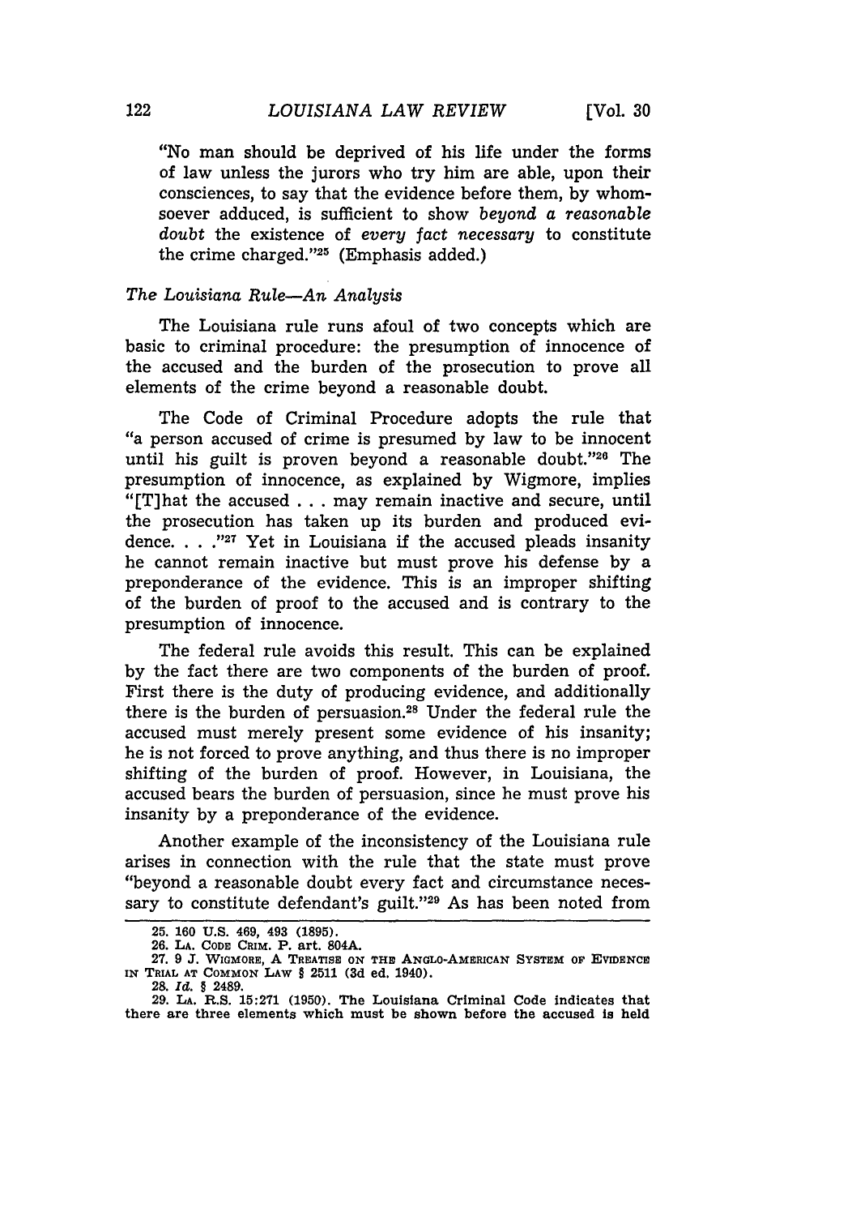"No man should be deprived of his life under the forms of law unless the jurors who try him are able, upon their consciences, to say that the evidence before them, by whomsoever adduced, is sufficient to show *beyond a reasonable doubt* the existence of *every fact necessary* to constitute the crime charged."[25] (Emphasis added.)

### *The Louisiana Rule—An Analysis*

The Louisiana rule runs afoul of two concepts which are basic to criminal procedure: the presumption of innocence of the accused and the burden of the prosecution to prove all elements of the crime beyond a reasonable doubt.

The Code of Criminal Procedure adopts the rule that "a person accused of crime is presumed by law to be innocent until his guilt is proven beyond a reasonable doubt."[26] The presumption of innocence, as explained by Wigmore, implies "[T]hat the accused . . . may remain inactive and secure, until the prosecution has taken up its burden and produced evidence. . . ."[27] Yet in Louisiana if the accused pleads insanity he cannot remain inactive but must prove his defense by a preponderance of the evidence. This is an improper shifting of the burden of proof to the accused and is contrary to the presumption of innocence.

The federal rule avoids this result. This can be explained by the fact there are two components of the burden of proof. First there is the duty of producing evidence, and additionally there is the burden of persuasion.[28] Under the federal rule the accused must merely present some evidence of his insanity; he is not forced to prove anything, and thus there is no improper shifting of the burden of proof. However, in Louisiana, the accused bears the burden of persuasion, since he must prove his insanity by a preponderance of the evidence.

Another example of the inconsistency of the Louisiana rule arises in connection with the rule that the state must prove "beyond a reasonable doubt every fact and circumstance necessary to constitute defendant's guilt."[29] As has been noted from

---

25. 160 U.S. 469, 493 (1895).

26. LA. CODE CRIM. P. art. 804A.

27. 9 J. WIGMORE, A TREATISE ON THE ANGLO-AMERICAN SYSTEM OF EVIDENCE IN TRIAL AT COMMON LAW § 2511 (3d ed. 1940).

28. *Id.* § 2489.

29. LA. R.S. 15:271 (1950). The Louisiana Criminal Code indicates that there are three elements which must be shown before the accused is held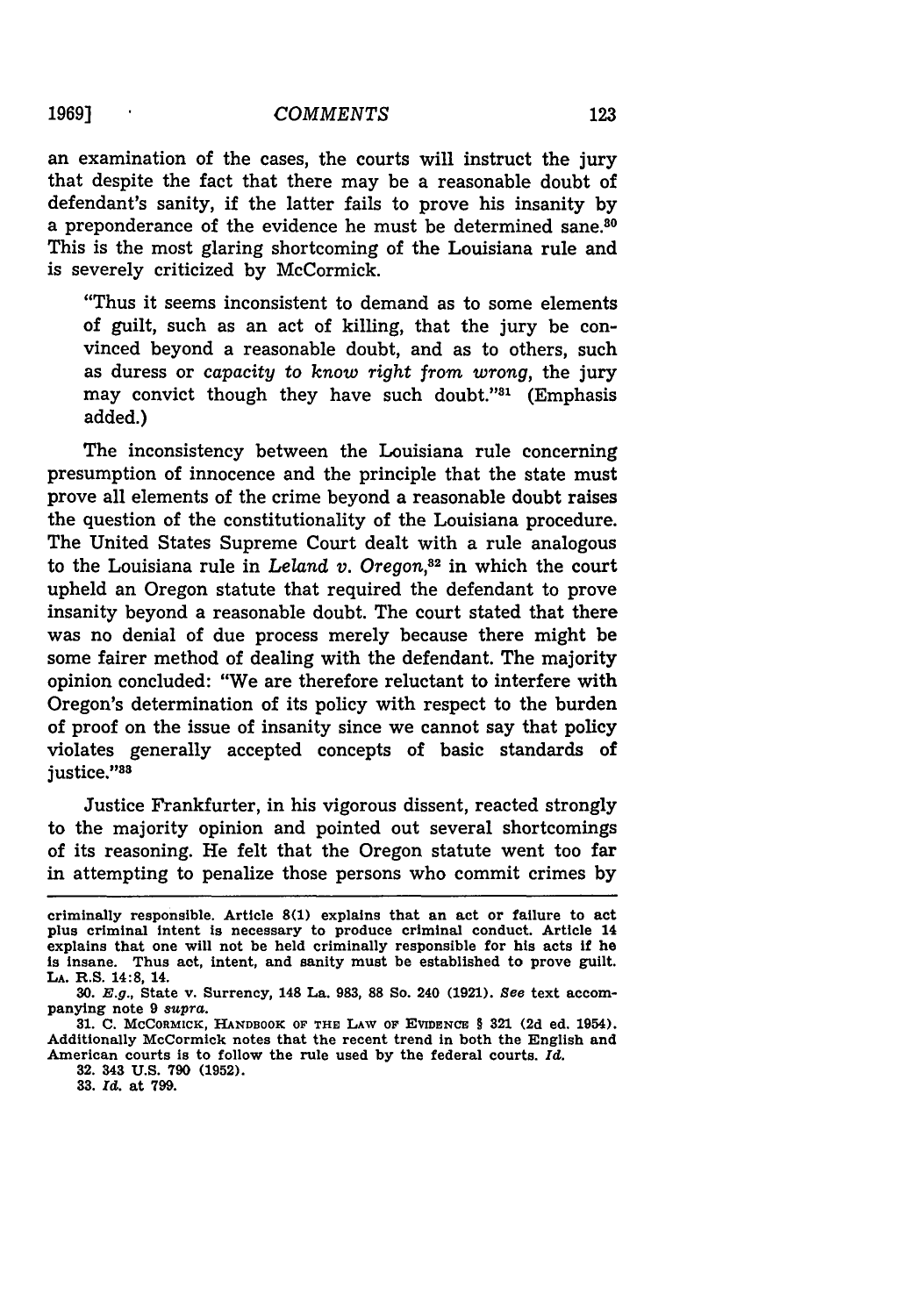an examination of the cases, the courts will instruct the jury that despite the fact that there may be a reasonable doubt of defendant's sanity, if the latter fails to prove his insanity by a preponderance of the evidence he must be determined sane.[30] This is the most glaring shortcoming of the Louisiana rule and is severely criticized by McCormick.

> "Thus it seems inconsistent to demand as to some elements of guilt, such as an act of killing, that the jury be convinced beyond a reasonable doubt, and as to others, such as duress or *capacity to know right from wrong*, the jury may convict though they have such doubt."[31] (Emphasis added.)

The inconsistency between the Louisiana rule concerning presumption of innocence and the principle that the state must prove all elements of the crime beyond a reasonable doubt raises the question of the constitutionality of the Louisiana procedure. The United States Supreme Court dealt with a rule analogous to the Louisiana rule in *Leland v. Oregon*,[32] in which the court upheld an Oregon statute that required the defendant to prove insanity beyond a reasonable doubt. The court stated that there was no denial of due process merely because there might be some fairer method of dealing with the defendant. The majority opinion concluded: "We are therefore reluctant to interfere with Oregon's determination of its policy with respect to the burden of proof on the issue of insanity since we cannot say that policy violates generally accepted concepts of basic standards of justice."[33]

Justice Frankfurter, in his vigorous dissent, reacted strongly to the majority opinion and pointed out several shortcomings of its reasoning. He felt that the Oregon statute went too far in attempting to penalize those persons who commit crimes by

---

criminally responsible. Article 8(1) explains that an act or failure to act plus criminal intent is necessary to produce criminal conduct. Article 14 explains that one will not be held criminally responsible for his acts if he is insane. Thus act, intent, and sanity must be established to prove guilt. LA. R.S. 14:8, 14.

30. *E.g.*, State v. Surrency, 148 La. 983, 88 So. 240 (1921). *See* text accompanying note 9 *supra*.

31. C. MCCORMICK, HANDBOOK OF THE LAW OF EVIDENCE § 321 (2d ed. 1954). Additionally McCormick notes that the recent trend in both the English and American courts is to follow the rule used by the federal courts. *Id.*

32. 343 U.S. 790 (1952).

33. *Id.* at 799.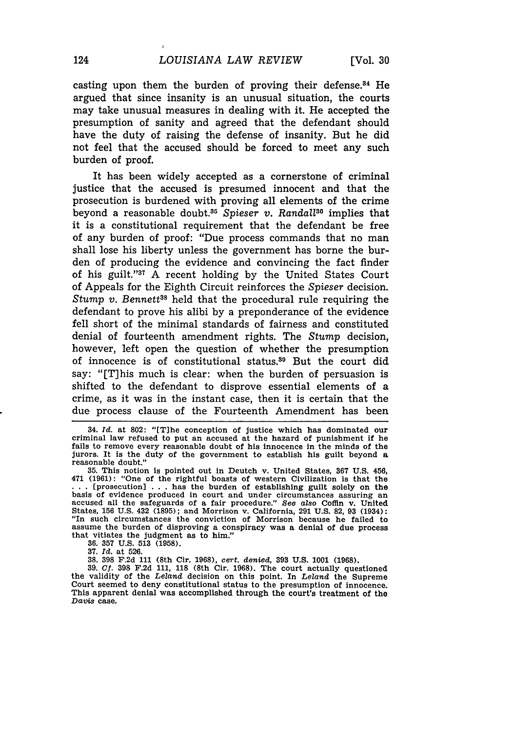casting upon them the burden of proving their defense.[34] He argued that since insanity is an unusual situation, the courts may take unusual measures in dealing with it. He accepted the presumption of sanity and agreed that the defendant should have the duty of raising the defense of insanity. But he did not feel that the accused should be forced to meet any such burden of proof.

It has been widely accepted as a cornerstone of criminal justice that the accused is presumed innocent and that the prosecution is burdened with proving all elements of the crime beyond a reasonable doubt.[35] *Spieser v. Randall*[36] implies that it is a constitutional requirement that the defendant be free of any burden of proof: "Due process commands that no man shall lose his liberty unless the government has borne the burden of producing the evidence and convincing the fact finder of his guilt."[37] A recent holding by the United States Court of Appeals for the Eighth Circuit reinforces the *Spieser* decision. *Stump v. Bennett*[38] held that the procedural rule requiring the defendant to prove his alibi by a preponderance of the evidence fell short of the minimal standards of fairness and constituted denial of fourteenth amendment rights. The *Stump* decision, however, left open the question of whether the presumption of innocence is of constitutional status.[39] But the court did say: "[T]his much is clear: when the burden of persuasion is shifted to the defendant to disprove essential elements of a crime, as it was in the instant case, then it is certain that the due process clause of the Fourteenth Amendment has been

---

34. *Id.* at 802: "[T]he conception of justice which has dominated our criminal law refused to put an accused at the hazard of punishment if he fails to remove every reasonable doubt of his innocence in the minds of the jurors. It is the duty of the government to establish his guilt beyond a reasonable doubt."

35. This notion is pointed out in Deutch v. United States, 367 U.S. 456, 471 (1961): "One of the rightful boasts of western Civilization is that the . . . [prosecution] . . . has the burden of establishing guilt solely on the basis of evidence produced in court and under circumstances assuring an accused all the safeguards of a fair procedure." *See also* Coffin v. United States, 156 U.S. 432 (1895); and Morrison v. California, 291 U.S. 82, 93 (1934): "In such circumstances the conviction of Morrison because he failed to assume the burden of disproving a conspiracy was a denial of due process that vitiates the judgment as to him."

36. 357 U.S. 513 (1958).

37. *Id.* at 526.

38. 398 F.2d 111 (8th Cir. 1968), *cert. denied*, 393 U.S. 1001 (1968).

39. *Cf.* 398 F.2d 111, 118 (8th Cir. 1968). The court actually questioned the validity of the *Leland* decision on this point. In *Leland* the Supreme Court seemed to deny constitutional status to the presumption of innocence. This apparent denial was accomplished through the court's treatment of the *Davis* case.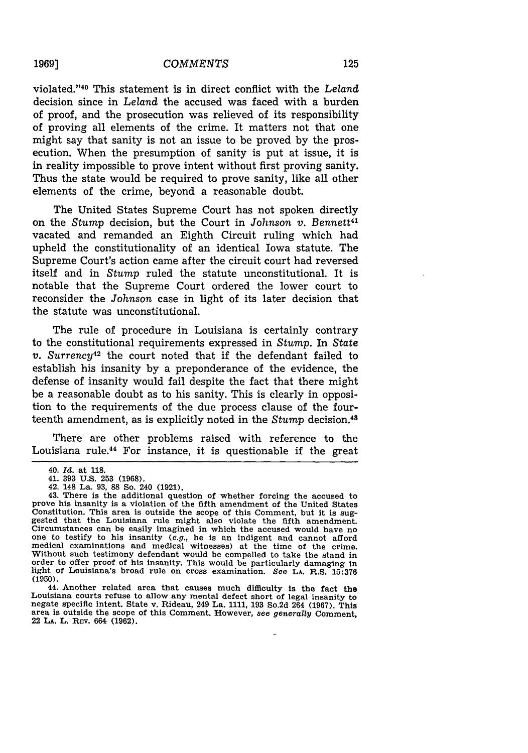violated."[40] This statement is in direct conflict with the *Leland* decision since in *Leland* the accused was faced with a burden of proof, and the prosecution was relieved of its responsibility of proving all elements of the crime. It matters not that one might say that sanity is not an issue to be proved by the prosecution. When the presumption of sanity is put at issue, it is in reality impossible to prove intent without first proving sanity. Thus the state would be required to prove sanity, like all other elements of the crime, beyond a reasonable doubt.

The United States Supreme Court has not spoken directly on the *Stump* decision, but the Court in *Johnson v. Bennett*[41] vacated and remanded an Eighth Circuit ruling which had upheld the constitutionality of an identical Iowa statute. The Supreme Court's action came after the circuit court had reversed itself and in *Stump* ruled the statute unconstitutional. It is notable that the Supreme Court ordered the lower court to reconsider the *Johnson* case in light of its later decision that the statute was unconstitutional.

The rule of procedure in Louisiana is certainly contrary to the constitutional requirements expressed in *Stump*. In *State v. Surrency*[42] the court noted that if the defendant failed to establish his insanity by a preponderance of the evidence, the defense of insanity would fail despite the fact that there might be a reasonable doubt as to his sanity. This is clearly in opposition to the requirements of the due process clause of the fourteenth amendment, as is explicitly noted in the *Stump* decision.[43]

There are other problems raised with reference to the Louisiana rule.[44] For instance, it is questionable if the great

---

40. *Id.* at 118.

41. 393 U.S. 253 (1968).

42. 148 La. 93, 88 So. 240 (1921).

43. There is the additional question of whether forcing the accused to prove his insanity is a violation of the fifth amendment of the United States Constitution. This area is outside the scope of this Comment, but it is suggested that the Louisiana rule might also violate the fifth amendment. Circumstances can be easily imagined in which the accused would have no one to testify to his insanity (*e.g.*, he is an indigent and cannot afford medical examinations and medical witnesses) at the time of the crime. Without such testimony defendant would be compelled to take the stand in order to offer proof of his insanity. This would be particularly damaging in light of Louisiana's broad rule on cross examination. *See* LA. R.S. 15:376 (1950).

44. Another related area that causes much difficulty is the fact the Louisiana courts refuse to allow any mental defect short of legal insanity to negate specific intent. State v. Rideau, 249 La. 1111, 193 So.2d 264 (1967). This area is outside the scope of this Comment. However, *see generally* Comment, 22 LA. L. REV. 664 (1962).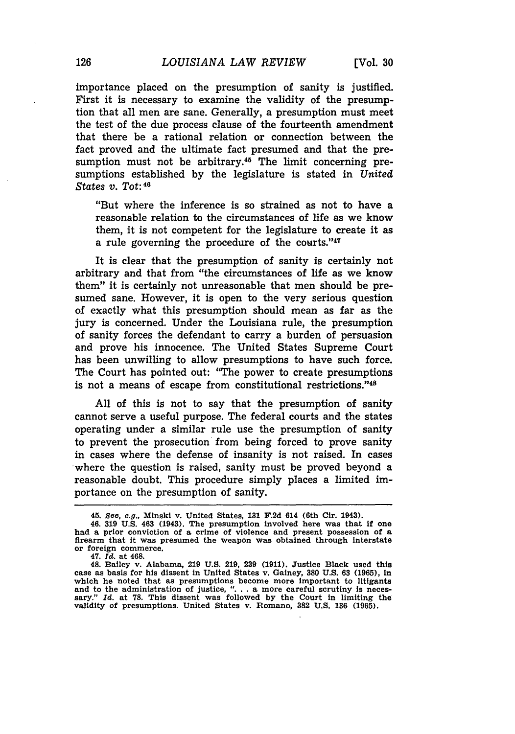importance placed on the presumption of sanity is justified. First it is necessary to examine the validity of the presumption that all men are sane. Generally, a presumption must meet the test of the due process clause of the fourteenth amendment that there be a rational relation or connection between the fact proved and the ultimate fact presumed and that the presumption must not be arbitrary.[45] The limit concerning presumptions established by the legislature is stated in *United States v. Tot:*[46]

> "But where the inference is so strained as not to have a reasonable relation to the circumstances of life as we know them, it is not competent for the legislature to create it as a rule governing the procedure of the courts."[47]

It is clear that the presumption of sanity is certainly not arbitrary and that from "the circumstances of life as we know them" it is certainly not unreasonable that men should be presumed sane. However, it is open to the very serious question of exactly what this presumption should mean as far as the jury is concerned. Under the Louisiana rule, the presumption of sanity forces the defendant to carry a burden of persuasion and prove his innocence. The United States Supreme Court has been unwilling to allow presumptions to have such force. The Court has pointed out: "The power to create presumptions is not a means of escape from constitutional restrictions."[48]

All of this is not to say that the presumption of sanity cannot serve a useful purpose. The federal courts and the states operating under a similar rule use the presumption of sanity to prevent the prosecution from being forced to prove sanity in cases where the defense of insanity is not raised. In cases where the question is raised, sanity must be proved beyond a reasonable doubt. This procedure simply places a limited importance on the presumption of sanity.

---

45. *See, e.g.,* Minski v. United States, 131 F.2d 614 (6th Cir. 1943).

46. 319 U.S. 463 (1943). The presumption involved here was that if one had a prior conviction of a crime of violence and present possession of a firearm that it was presumed the weapon was obtained through interstate or foreign commerce.

47. *Id.* at 468.

48. Bailey v. Alabama, 219 U.S. 219, 239 (1911). Justice Black used this case as basis for his dissent in United States v. Gainey, 380 U.S. 63 (1965), in which he noted that as presumptions become more important to litigants and to the administration of justice, ". . . a more careful scrutiny is necessary." *Id.* at 78. This dissent was followed by the Court in limiting the validity of presumptions. United States v. Romano, 382 U.S. 136 (1965).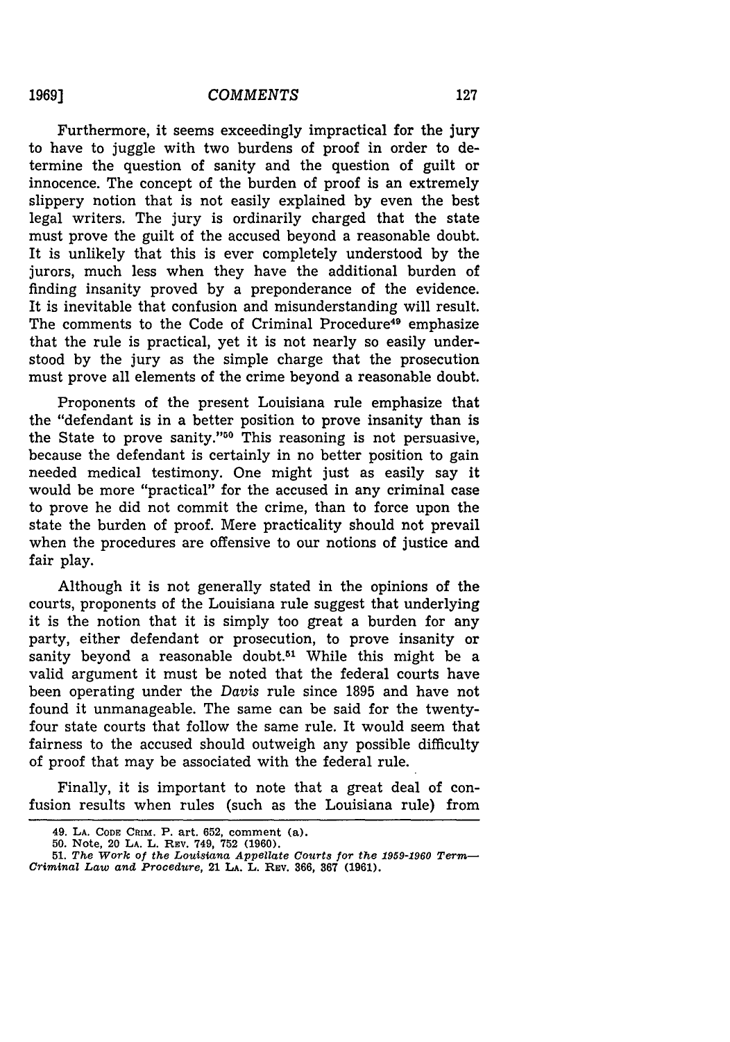Furthermore, it seems exceedingly impractical for the jury to have to juggle with two burdens of proof in order to determine the question of sanity and the question of guilt or innocence. The concept of the burden of proof is an extremely slippery notion that is not easily explained by even the best legal writers. The jury is ordinarily charged that the state must prove the guilt of the accused beyond a reasonable doubt. It is unlikely that this is ever completely understood by the jurors, much less when they have the additional burden of finding insanity proved by a preponderance of the evidence. It is inevitable that confusion and misunderstanding will result. The comments to the Code of Criminal Procedure[49] emphasize that the rule is practical, yet it is not nearly so easily understood by the jury as the simple charge that the prosecution must prove all elements of the crime beyond a reasonable doubt.

Proponents of the present Louisiana rule emphasize that the "defendant is in a better position to prove insanity than is the State to prove sanity."[50] This reasoning is not persuasive, because the defendant is certainly in no better position to gain needed medical testimony. One might just as easily say it would be more "practical" for the accused in any criminal case to prove he did not commit the crime, than to force upon the state the burden of proof. Mere practicality should not prevail when the procedures are offensive to our notions of justice and fair play.

Although it is not generally stated in the opinions of the courts, proponents of the Louisiana rule suggest that underlying it is the notion that it is simply too great a burden for any party, either defendant or prosecution, to prove insanity or sanity beyond a reasonable doubt.[51] While this might be a valid argument it must be noted that the federal courts have been operating under the *Davis* rule since 1895 and have not found it unmanageable. The same can be said for the twenty-four state courts that follow the same rule. It would seem that fairness to the accused should outweigh any possible difficulty of proof that may be associated with the federal rule.

Finally, it is important to note that a great deal of confusion results when rules (such as the Louisiana rule) from

---

49. LA. CODE CRIM. P. art. 652, comment (a).

50. Note, 20 LA. L. REV. 749, 752 (1960).

51. *The Work of the Louisiana Appellate Courts for the 1959-1960 Term—Criminal Law and Procedure*, 21 LA. L. REV. 366, 367 (1961).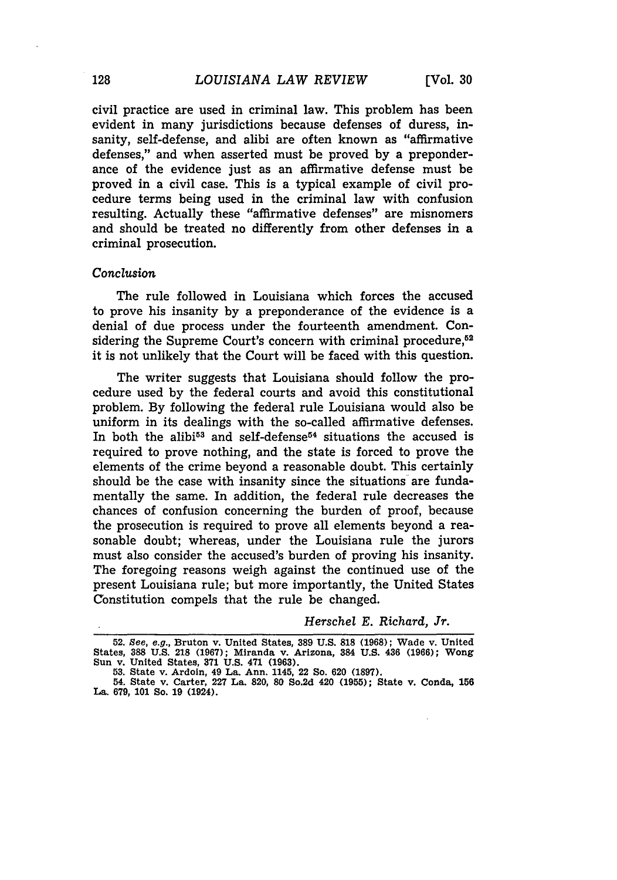civil practice are used in criminal law. This problem has been evident in many jurisdictions because defenses of duress, insanity, self-defense, and alibi are often known as "affirmative defenses," and when asserted must be proved by a preponderance of the evidence just as an affirmative defense must be proved in a civil case. This is a typical example of civil procedure terms being used in the criminal law with confusion resulting. Actually these "affirmative defenses" are misnomers and should be treated no differently from other defenses in a criminal prosecution.

### *Conclusion*

The rule followed in Louisiana which forces the accused to prove his insanity by a preponderance of the evidence is a denial of due process under the fourteenth amendment. Considering the Supreme Court's concern with criminal procedure,[52] it is not unlikely that the Court will be faced with this question.

The writer suggests that Louisiana should follow the procedure used by the federal courts and avoid this constitutional problem. By following the federal rule Louisiana would also be uniform in its dealings with the so-called affirmative defenses. In both the alibi[53] and self-defense[54] situations the accused is required to prove nothing, and the state is forced to prove the elements of the crime beyond a reasonable doubt. This certainly should be the case with insanity since the situations are fundamentally the same. In addition, the federal rule decreases the chances of confusion concerning the burden of proof, because the prosecution is required to prove all elements beyond a reasonable doubt; whereas, under the Louisiana rule the jurors must also consider the accused's burden of proving his insanity. The foregoing reasons weigh against the continued use of the present Louisiana rule; but more importantly, the United States Constitution compels that the rule be changed.

*Herschel E. Richard, Jr.*

---

52. *See, e.g.*, Bruton v. United States, 389 U.S. 818 (1968); Wade v. United States, 388 U.S. 218 (1967); Miranda v. Arizona, 384 U.S. 436 (1966); Wong Sun v. United States, 371 U.S. 471 (1963).

53. State v. Ardoin, 49 La. Ann. 1145, 22 So. 620 (1897).

54. State v. Carter, 227 La. 820, 80 So.2d 420 (1955); State v. Conda, 156 La. 679, 101 So. 19 (1924).